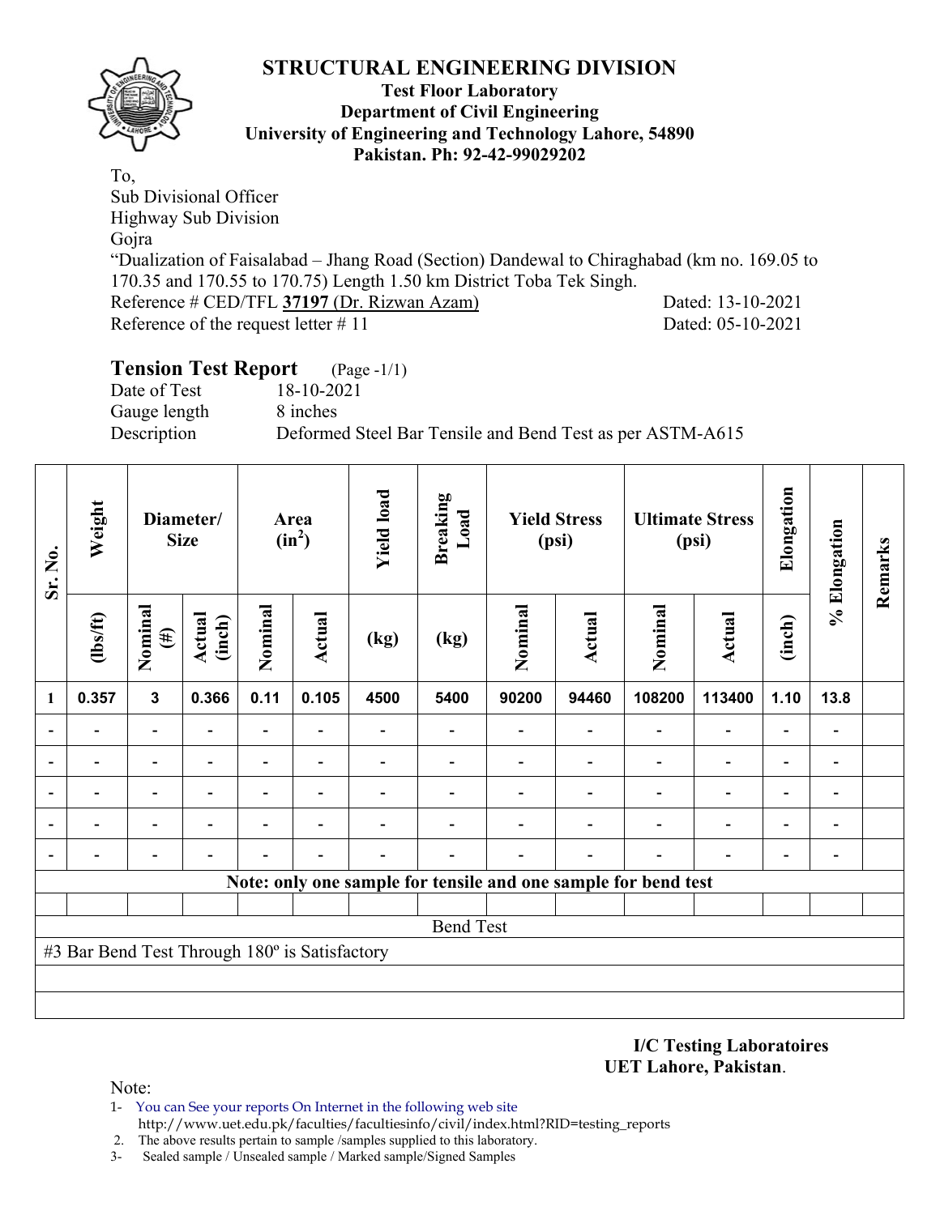# STRUCTURAL ENGINEERING DIVISION

**Test Floor Laboratory**
**Department of Civil Engineering**
**University of Engineering and Technology Lahore, 54890**
**Pakistan. Ph: 92-42-99029202**

To,
Sub Divisional Officer
Highway Sub Division
Gojra
"Dualization of Faisalabad – Jhang Road (Section) Dandewal to Chiraghabad (km no. 169.05 to 170.35 and 170.55 to 170.75) Length 1.50 km District Toba Tek Singh.
Reference # CED/TFL **37197** (Dr. Rizwan Azam) Dated: 13-10-2021
Reference of the request letter # 11 Dated: 05-10-2021

## Tension Test Report (Page -1/1)

Date of Test 18-10-2021
Gauge length 8 inches
Description Deformed Steel Bar Tensile and Bend Test as per ASTM-A615

| Sr. No. | Weight | Diameter/ Size | | Area ($in^2$) | | Yield load | Breaking Load | Yield Stress (psi) | | Ultimate Stress (psi) | | Elongation | % Elongation | Remarks |
|---|---|---|---|---|---|---|---|---|---|---|---|---|---|---|
| | (lbs/ft) | Nominal (#) | Actual (inch) | Nominal | Actual | (kg) | (kg) | Nominal | Actual | Nominal | Actual | (inch) | | |
| 1 | 0.357 | 3 | 0.366 | 0.11 | 0.105 | 4500 | 5400 | 90200 | 94460 | 108200 | 113400 | 1.10 | 13.8 | |
| - | - | - | - | - | - | - | - | - | - | - | - | - | - | |
| - | - | - | - | - | - | - | - | - | - | - | - | - | - | |
| - | - | - | - | - | - | - | - | - | - | - | - | - | - | |
| - | - | - | - | - | - | - | - | - | - | - | - | - | - | |
| - | - | - | - | - | - | - | - | - | - | - | - | - | - | |
| **Note: only one sample for tensile and one sample for bend test** | | | | | | | | | | | | | | |
| | | | | | | | | | | | | | | |
| Bend Test | | | | | | | | | | | | | | |
| #3 Bar Bend Test Through 180º is Satisfactory | | | | | | | | | | | | | | |

**I/C Testing Laboratoires**
**UET Lahore, Pakistan**.

Note:
1- You can See your reports On Internet in the following web site
http://www.uet.edu.pk/faculties/facultiesinfo/civil/index.html?RID=testing_reports
2. The above results pertain to sample /samples supplied to this laboratory.
3- Sealed sample / Unsealed sample / Marked sample/Signed Samples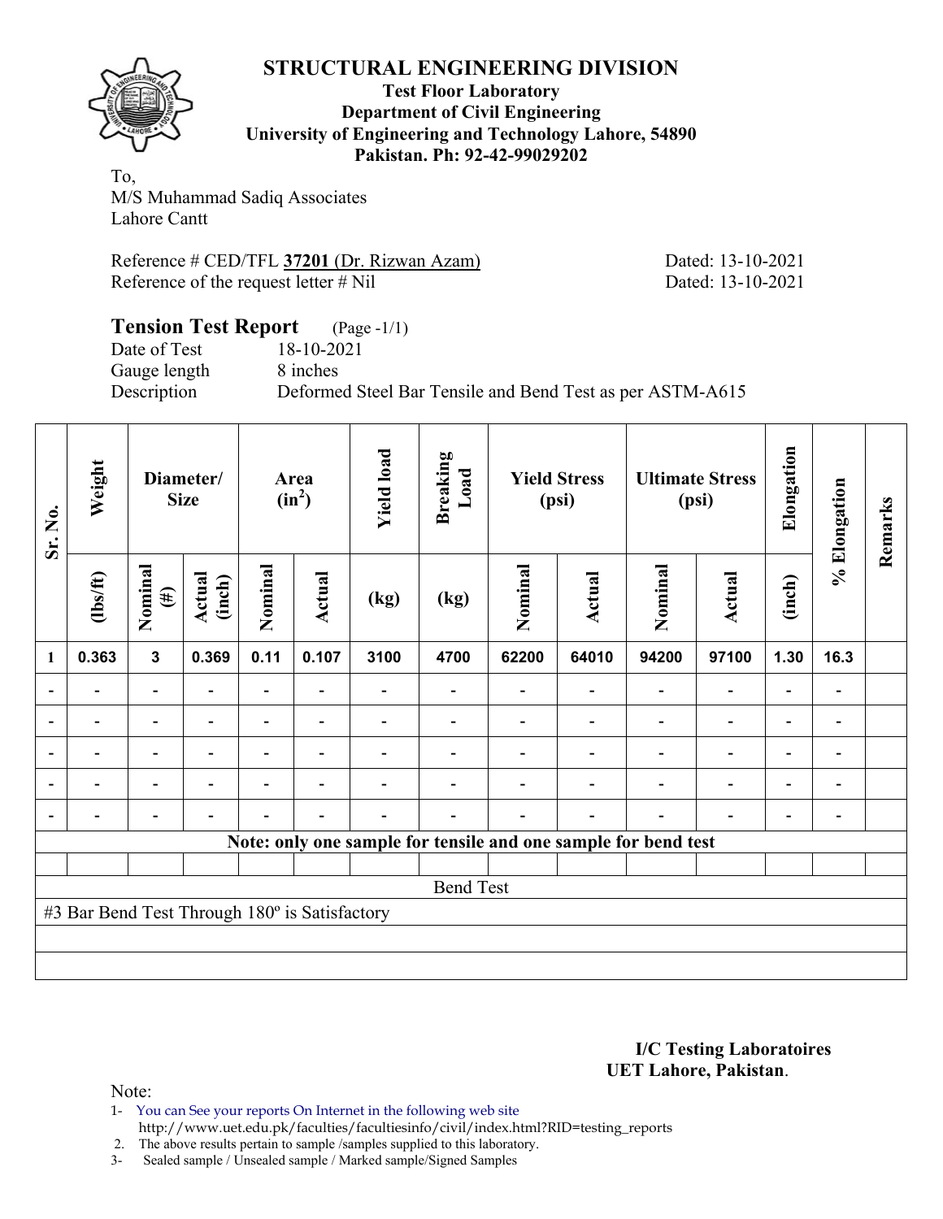# STRUCTURAL ENGINEERING DIVISION

**Test Floor Laboratory**
**Department of Civil Engineering**
**University of Engineering and Technology Lahore, 54890**
**Pakistan. Ph: 92-42-99029202**

To,
M/S Muhammad Sadiq Associates
Lahore Cantt

Reference # CED/TFL **37201** (Dr. Rizwan Azam) Dated: 13-10-2021
Reference of the request letter # Nil Dated: 13-10-2021

## Tension Test Report (Page -1/1)

Date of Test 18-10-2021
Gauge length 8 inches
Description Deformed Steel Bar Tensile and Bend Test as per ASTM-A615

| Sr. No. | Weight | Diameter/ Size | | Area ($in^2$) | | Yield load | Breaking Load | Yield Stress (psi) | | Ultimate Stress (psi) | | Elongation | % Elongation | Remarks |
|---|---|---|---|---|---|---|---|---|---|---|---|---|---|---|
| | (lbs/ft) | Nominal (#) | Actual (inch) | Nominal | Actual | (kg) | (kg) | Nominal | Actual | Nominal | Actual | (inch) | | |
| 1 | 0.363 | 3 | 0.369 | 0.11 | 0.107 | 3100 | 4700 | 62200 | 64010 | 94200 | 97100 | 1.30 | 16.3 | |
| - | - | - | - | - | - | - | - | - | - | - | - | - | - | |
| - | - | - | - | - | - | - | - | - | - | - | - | - | - | |
| - | - | - | - | - | - | - | - | - | - | - | - | - | - | |
| - | - | - | - | - | - | - | - | - | - | - | - | - | - | |
| - | - | - | - | - | - | - | - | - | - | - | - | - | - | |
| Note: only one sample for tensile and one sample for bend test | | | | | | | | | | | | | | |
| Bend Test | | | | | | | | | | | | | | |
| #3 Bar Bend Test Through 180º is Satisfactory | | | | | | | | | | | | | | |

**I/C Testing Laboratoires**
**UET Lahore, Pakistan**.

Note:
1- You can See your reports On Internet in the following web site
http://www.uet.edu.pk/faculties/facultiesinfo/civil/index.html?RID=testing_reports
2. The above results pertain to sample /samples supplied to this laboratory.
3- Sealed sample / Unsealed sample / Marked sample/Signed Samples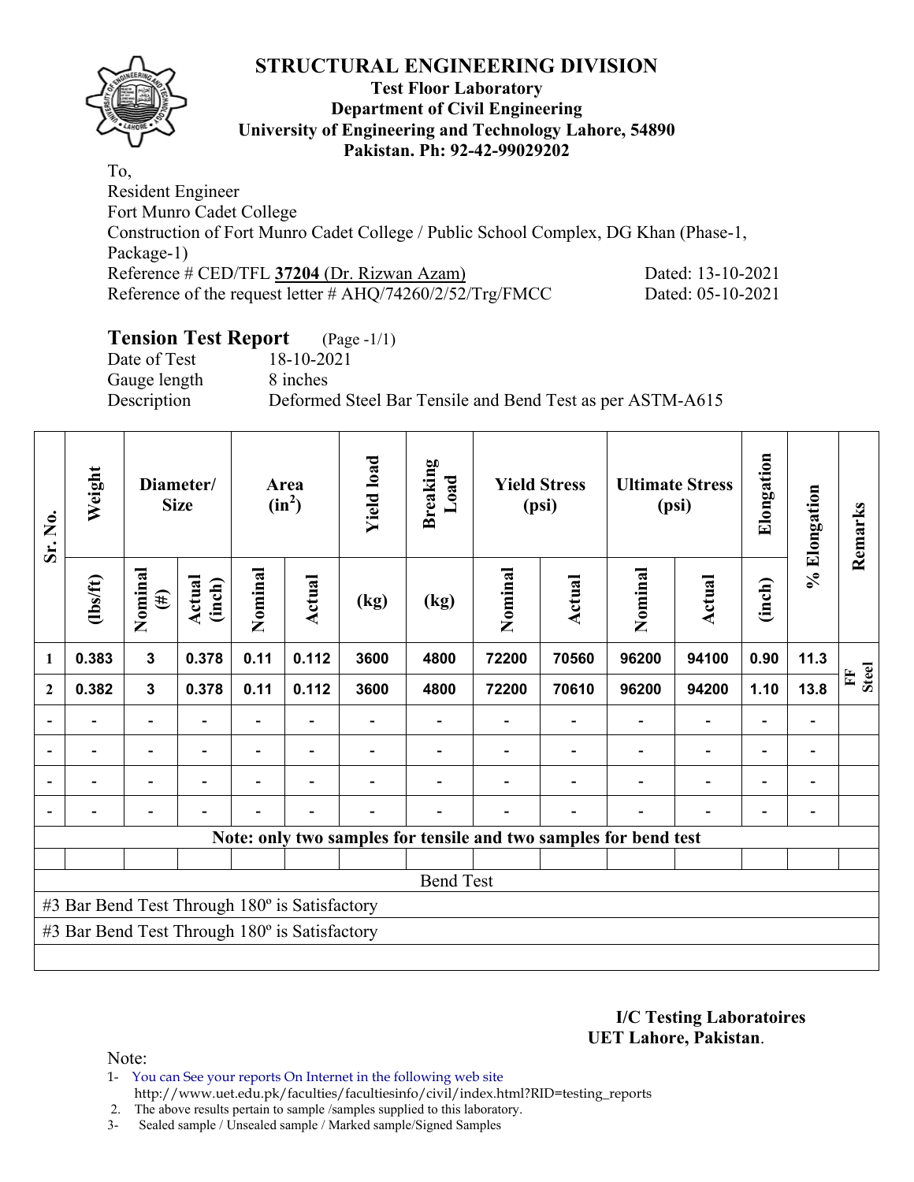# STRUCTURAL ENGINEERING DIVISION

**Test Floor Laboratory**
**Department of Civil Engineering**
**University of Engineering and Technology Lahore, 54890**
**Pakistan. Ph: 92-42-99029202**

To,
Resident Engineer
Fort Munro Cadet College
Construction of Fort Munro Cadet College / Public School Complex, DG Khan (Phase-1, Package-1)
Reference # CED/TFL **37204** (Dr. Rizwan Azam) Dated: 13-10-2021
Reference of the request letter # AHQ/74260/2/52/Trg/FMCC Dated: 05-10-2021

## Tension Test Report (Page -1/1)

Date of Test 18-10-2021
Gauge length 8 inches
Description Deformed Steel Bar Tensile and Bend Test as per ASTM-A615

| Sr. No. | Weight | Diameter/ Size | | Area ($in^2$) | | Yield load | Breaking Load | Yield Stress (psi) | | Ultimate Stress (psi) | | Elongation | % Elongation | Remarks |
|---|---|---|---|---|---|---|---|---|---|---|---|---|---|---|
| | (lbs/ft) | Nominal (#) | Actual (inch) | Nominal | Actual | (kg) | (kg) | Nominal | Actual | Nominal | Actual | (inch) | | |
| 1 | 0.383 | 3 | 0.378 | 0.11 | 0.112 | 3600 | 4800 | 72200 | 70560 | 96200 | 94100 | 0.90 | 11.3 | FF Steel |
| 2 | 0.382 | 3 | 0.378 | 0.11 | 0.112 | 3600 | 4800 | 72200 | 70610 | 96200 | 94200 | 1.10 | 13.8 | |
| - | - | - | - | - | - | - | - | - | - | - | - | - | - | |
| - | - | - | - | - | - | - | - | - | - | - | - | - | - | |
| - | - | - | - | - | - | - | - | - | - | - | - | - | - | |
| - | - | - | - | - | - | - | - | - | - | - | - | - | - | |

**Note: only two samples for tensile and two samples for bend test**

Bend Test

#3 Bar Bend Test Through 180º is Satisfactory
#3 Bar Bend Test Through 180º is Satisfactory

**I/C Testing Laboratoires**
**UET Lahore, Pakistan**.

Note:
1- You can See your reports On Internet in the following web site
http://www.uet.edu.pk/faculties/facultiesinfo/civil/index.html?RID=testing_reports
2. The above results pertain to sample /samples supplied to this laboratory.
3- Sealed sample / Unsealed sample / Marked sample/Signed Samples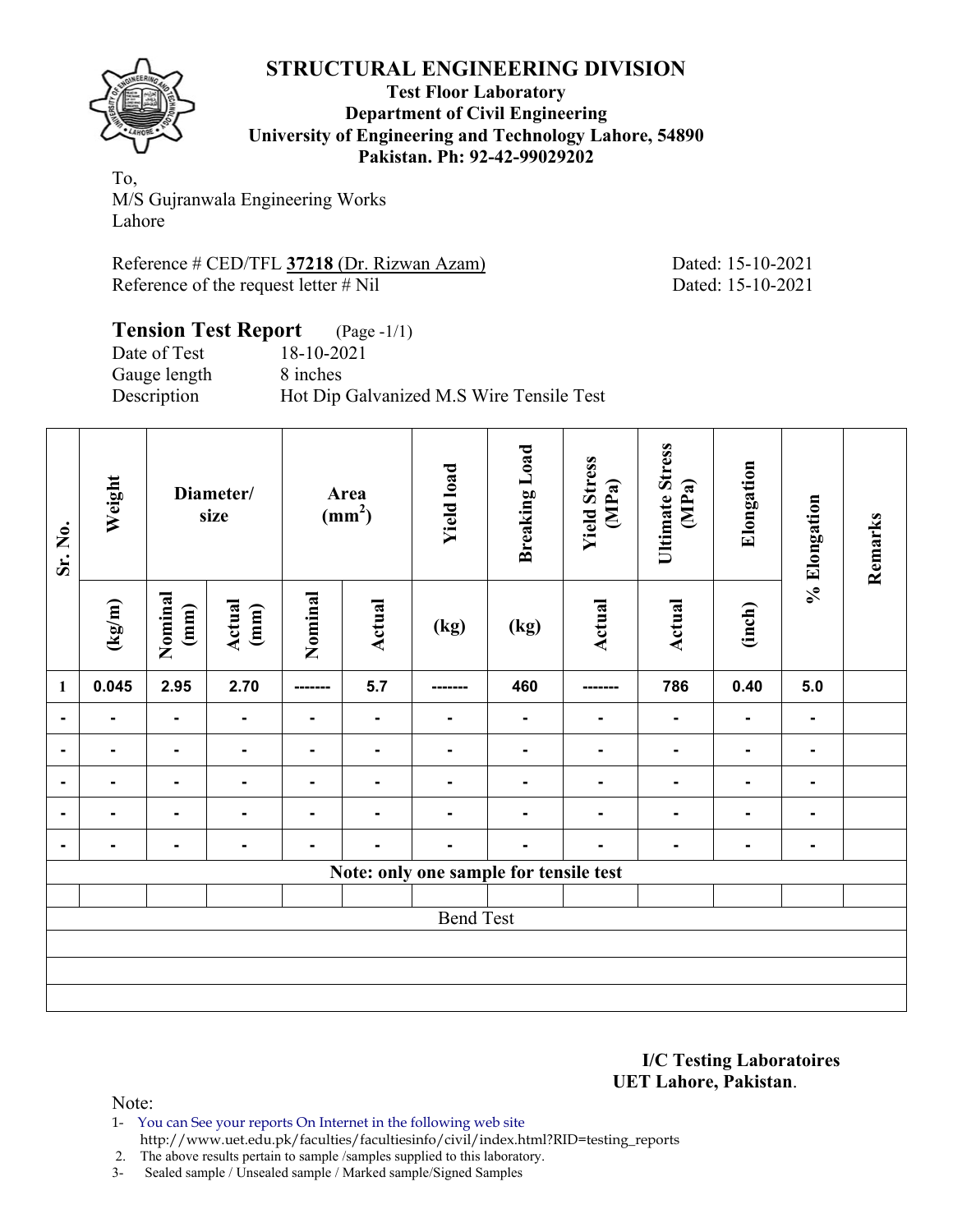## STRUCTURAL ENGINEERING DIVISION

**Test Floor Laboratory**
**Department of Civil Engineering**
**University of Engineering and Technology Lahore, 54890**
**Pakistan. Ph: 92-42-99029202**

To,
M/S Gujranwala Engineering Works
Lahore

Reference # CED/TFL **37218** (Dr. Rizwan Azam) Dated: 15-10-2021
Reference of the request letter # Nil Dated: 15-10-2021

### Tension Test Report (Page -1/1)

Date of Test 18-10-2021
Gauge length 8 inches
Description Hot Dip Galvanized M.S Wire Tensile Test

| Sr. No. | Weight | Diameter/ size | | Area ($mm^2$) | | Yield load | Breaking Load | Yield Stress (MPa) | Ultimate Stress (MPa) | Elongation | % Elongation | Remarks |
|---|---|---|---|---|---|---|---|---|---|---|---|---|
| | (kg/m) | Nominal (mm) | Actual (mm) | Nominal | Actual | (kg) | (kg) | Actual | Actual | (inch) | | |
| 1 | 0.045 | 2.95 | 2.70 | ------- | 5.7 | ------- | 460 | ------- | 786 | 0.40 | 5.0 | |
| - | - | - | - | - | - | - | - | - | - | - | - | |
| - | - | - | - | - | - | - | - | - | - | - | - | |
| - | - | - | - | - | - | - | - | - | - | - | - | |
| - | - | - | - | - | - | - | - | - | - | - | - | |
| - | - | - | - | - | - | - | - | - | - | - | - | |
| Note: only one sample for tensile test | | | | | | | | | | | | |
| | | | | | | | | | | | | |
| Bend Test | | | | | | | | | | | | |

**I/C Testing Laboratoires**
**UET Lahore, Pakistan**.

Note:
1- You can See your reports On Internet in the following web site
http://www.uet.edu.pk/faculties/facultiesinfo/civil/index.html?RID=testing_reports
2. The above results pertain to sample /samples supplied to this laboratory.
3- Sealed sample / Unsealed sample / Marked sample/Signed Samples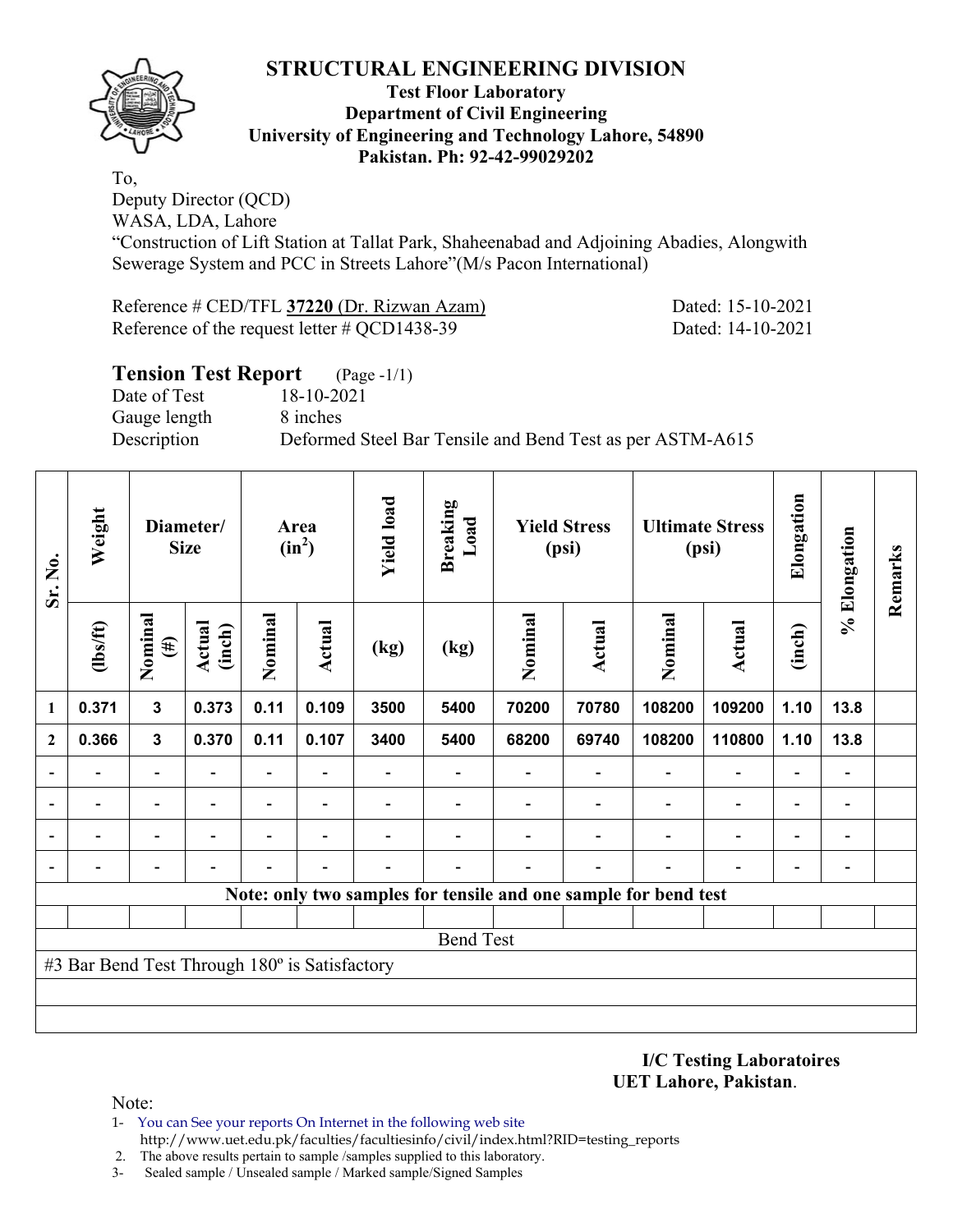# STRUCTURAL ENGINEERING DIVISION

**Test Floor Laboratory**
**Department of Civil Engineering**
**University of Engineering and Technology Lahore, 54890**
**Pakistan. Ph: 92-42-99029202**

To,
Deputy Director (QCD)
WASA, LDA, Lahore
"Construction of Lift Station at Tallat Park, Shaheenabad and Adjoining Abadies, Alongwith Sewerage System and PCC in Streets Lahore"(M/s Pacon International)

Reference # CED/TFL **37220** (Dr. Rizwan Azam) Dated: 15-10-2021
Reference of the request letter # QCD1438-39 Dated: 14-10-2021

## Tension Test Report (Page -1/1)

Date of Test 18-10-2021
Gauge length 8 inches
Description Deformed Steel Bar Tensile and Bend Test as per ASTM-A615

| Sr. No. | Weight | Diameter/ Size | | Area ($in^2$) | | Yield load | Breaking Load | Yield Stress (psi) | | Ultimate Stress (psi) | | Elongation | % Elongation | Remarks |
|---|---|---|---|---|---|---|---|---|---|---|---|---|---|---|
| | (lbs/ft) | Nominal (#) | Actual (inch) | Nominal | Actual | (kg) | (kg) | Nominal | Actual | Nominal | Actual | (inch) | | |
| 1 | 0.371 | 3 | 0.373 | 0.11 | 0.109 | 3500 | 5400 | 70200 | 70780 | 108200 | 109200 | 1.10 | 13.8 | |
| 2 | 0.366 | 3 | 0.370 | 0.11 | 0.107 | 3400 | 5400 | 68200 | 69740 | 108200 | 110800 | 1.10 | 13.8 | |
| - | - | - | - | - | - | - | - | - | - | - | - | - | - | |
| - | - | - | - | - | - | - | - | - | - | - | - | - | - | |
| - | - | - | - | - | - | - | - | - | - | - | - | - | - | |
| - | - | - | - | - | - | - | - | - | - | - | - | - | - | |

**Note: only two samples for tensile and one sample for bend test**

Bend Test

#3 Bar Bend Test Through 180º is Satisfactory

**I/C Testing Laboratoires**
**UET Lahore, Pakistan**.

Note:
1- You can See your reports On Internet in the following web site
http://www.uet.edu.pk/faculties/facultiesinfo/civil/index.html?RID=testing_reports
2. The above results pertain to sample /samples supplied to this laboratory.
3- Sealed sample / Unsealed sample / Marked sample/Signed Samples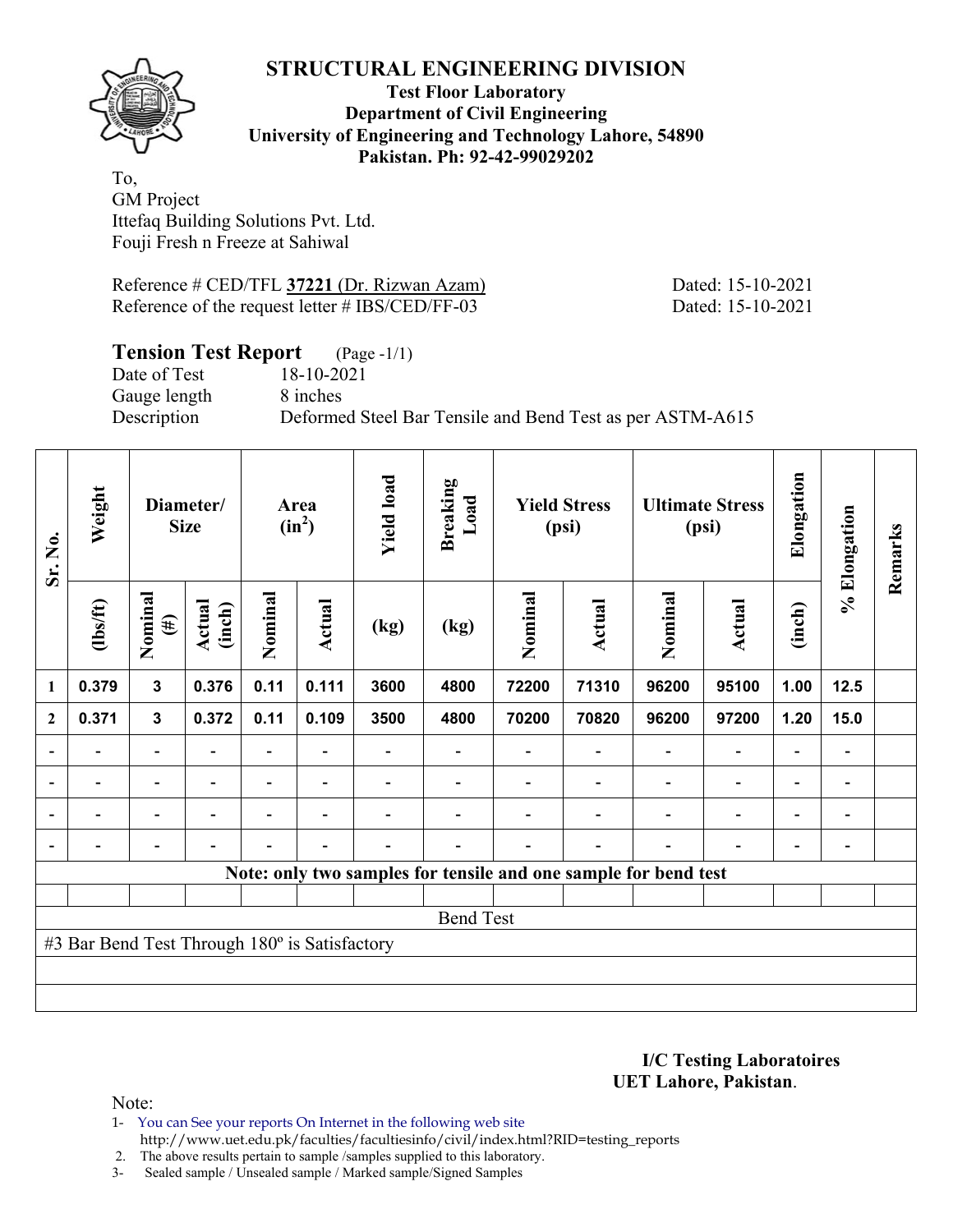# STRUCTURAL ENGINEERING DIVISION

**Test Floor Laboratory**
**Department of Civil Engineering**
**University of Engineering and Technology Lahore, 54890**
**Pakistan. Ph: 92-42-99029202**

To,
GM Project
Ittefaq Building Solutions Pvt. Ltd.
Fouji Fresh n Freeze at Sahiwal

Reference # CED/TFL **37221** (Dr. Rizwan Azam) Dated: 15-10-2021
Reference of the request letter # IBS/CED/FF-03 Dated: 15-10-2021

## Tension Test Report (Page -1/1)

Date of Test 18-10-2021
Gauge length 8 inches
Description Deformed Steel Bar Tensile and Bend Test as per ASTM-A615

| Sr. No. | Weight | Diameter/ Size | | Area ($in^2$) | | Yield load | Breaking Load | Yield Stress (psi) | | Ultimate Stress (psi) | | Elongation | % Elongation | Remarks |
|---|---|---|---|---|---|---|---|---|---|---|---|---|---|---|
| | (lbs/ft) | Nominal (#) | Actual (inch) | Nominal | Actual | (kg) | (kg) | Nominal | Actual | Nominal | Actual | (inch) | | |
| 1 | 0.379 | 3 | 0.376 | 0.11 | 0.111 | 3600 | 4800 | 72200 | 71310 | 96200 | 95100 | 1.00 | 12.5 | |
| 2 | 0.371 | 3 | 0.372 | 0.11 | 0.109 | 3500 | 4800 | 70200 | 70820 | 96200 | 97200 | 1.20 | 15.0 | |
| - | - | - | - | - | - | - | - | - | - | - | - | - | - | |
| - | - | - | - | - | - | - | - | - | - | - | - | - | - | |
| - | - | - | - | - | - | - | - | - | - | - | - | - | - | |
| - | - | - | - | - | - | - | - | - | - | - | - | - | - | |

**Note: only two samples for tensile and one sample for bend test**

Bend Test

#3 Bar Bend Test Through 180º is Satisfactory

**I/C Testing Laboratoires**
**UET Lahore, Pakistan**.

Note:

1- You can See your reports On Internet in the following web site
http://www.uet.edu.pk/faculties/facultiesinfo/civil/index.html?RID=testing_reports
2. The above results pertain to sample /samples supplied to this laboratory.
3- Sealed sample / Unsealed sample / Marked sample/Signed Samples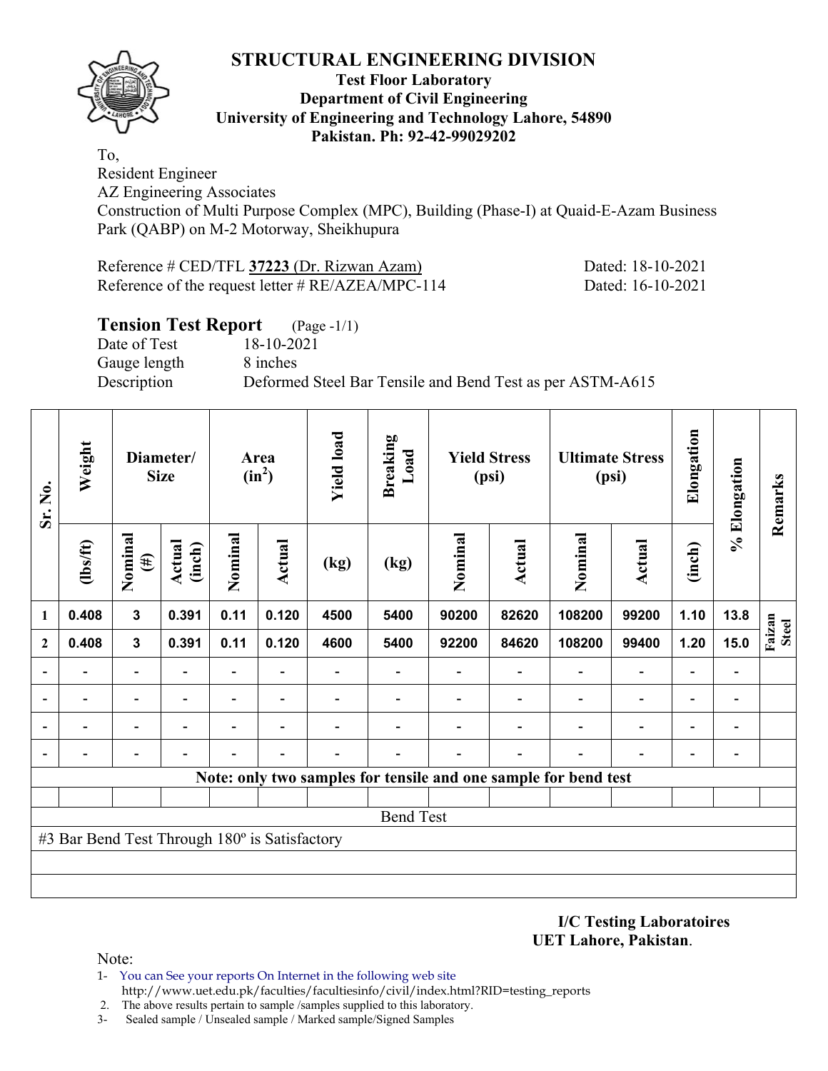# STRUCTURAL ENGINEERING DIVISION

**Test Floor Laboratory**
**Department of Civil Engineering**
**University of Engineering and Technology Lahore, 54890**
**Pakistan. Ph: 92-42-99029202**

To,
Resident Engineer
AZ Engineering Associates
Construction of Multi Purpose Complex (MPC), Building (Phase-I) at Quaid-E-Azam Business Park (QABP) on M-2 Motorway, Sheikhupura

Reference # CED/TFL **37223** (Dr. Rizwan Azam) Dated: 18-10-2021
Reference of the request letter # RE/AZEA/MPC-114 Dated: 16-10-2021

## Tension Test Report (Page -1/1)

Date of Test 18-10-2021
Gauge length 8 inches
Description Deformed Steel Bar Tensile and Bend Test as per ASTM-A615

| Sr. No. | Weight | Diameter/ Size | | Area ($in^2$) | | Yield load | Breaking Load | Yield Stress (psi) | | Ultimate Stress (psi) | | Elongation | % Elongation | Remarks |
|---|---|---|---|---|---|---|---|---|---|---|---|---|---|---|
| | (lbs/ft) | Nominal (#) | Actual (inch) | Nominal | Actual | (kg) | (kg) | Nominal | Actual | Nominal | Actual | (inch) | | |
| 1 | 0.408 | 3 | 0.391 | 0.11 | 0.120 | 4500 | 5400 | 90200 | 82620 | 108200 | 99200 | 1.10 | 13.8 | Faizan Steel |
| 2 | 0.408 | 3 | 0.391 | 0.11 | 0.120 | 4600 | 5400 | 92200 | 84620 | 108200 | 99400 | 1.20 | 15.0 | |
| - | - | - | - | - | - | - | - | - | - | - | - | - | - | |
| - | - | - | - | - | - | - | - | - | - | - | - | - | - | |
| - | - | - | - | - | - | - | - | - | - | - | - | - | - | |
| - | - | - | - | - | - | - | - | - | - | - | - | - | - | |

**Note: only two samples for tensile and one sample for bend test**

Bend Test

#3 Bar Bend Test Through 180º is Satisfactory

**I/C Testing Laboratoires**
**UET Lahore, Pakistan**.

Note:
1- You can See your reports On Internet in the following web site
http://www.uet.edu.pk/faculties/facultiesinfo/civil/index.html?RID=testing_reports
2. The above results pertain to sample /samples supplied to this laboratory.
3- Sealed sample / Unsealed sample / Marked sample/Signed Samples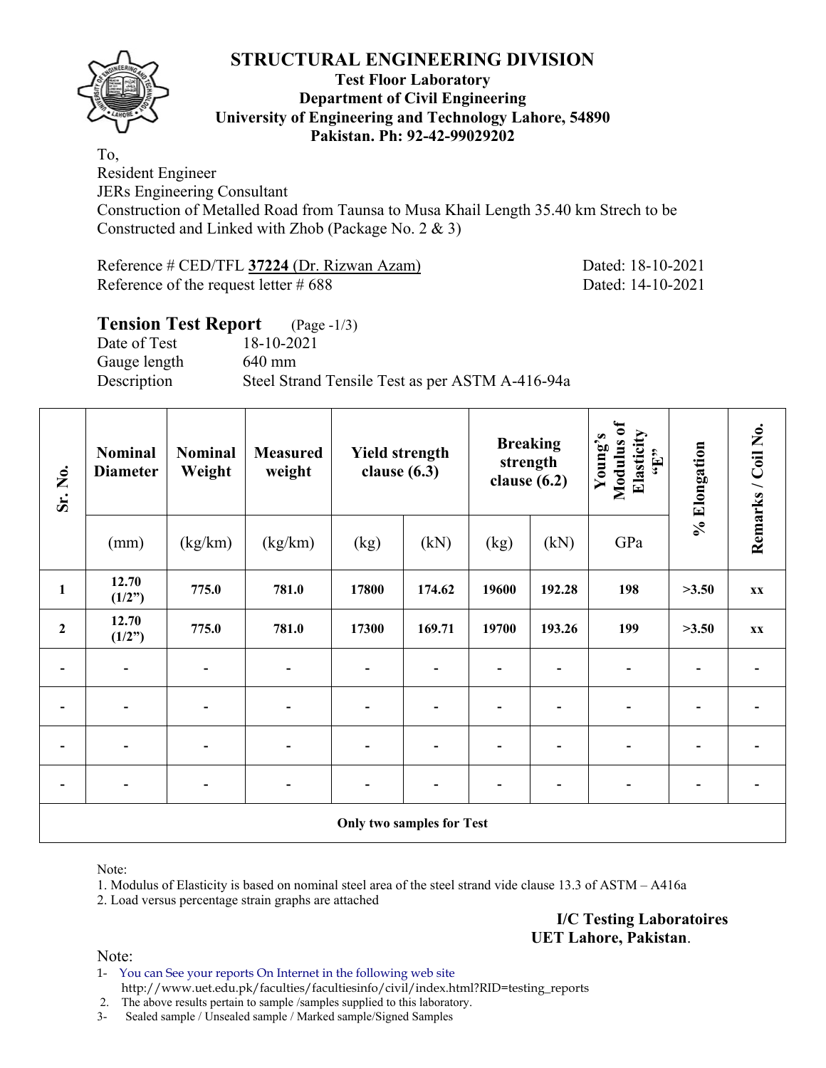## STRUCTURAL ENGINEERING DIVISION

**Test Floor Laboratory**
**Department of Civil Engineering**
**University of Engineering and Technology Lahore, 54890**
**Pakistan. Ph: 92-42-99029202**

To,
Resident Engineer
JERs Engineering Consultant
Construction of Metalled Road from Taunsa to Musa Khail Length 35.40 km Strech to be Constructed and Linked with Zhob (Package No. 2 & 3)

Reference # CED/TFL **37224** (Dr. Rizwan Azam) Dated: 18-10-2021
Reference of the request letter # 688 Dated: 14-10-2021

### Tension Test Report (Page -1/3)

Date of Test 18-10-2021
Gauge length 640 mm
Description Steel Strand Tensile Test as per ASTM A-416-94a

| Sr. No. | Nominal Diameter | Nominal Weight | Measured weight | Yield strength clause (6.3) | | Breaking strength clause (6.2) | | Young's Modulus of Elasticity "E" | % Elongation | Remarks / Coil No. |
|---|---|---|---|---|---|---|---|---|---|---|
| | (mm) | (kg/km) | (kg/km) | (kg) | (kN) | (kg) | (kN) | GPa | | |
| **1** | **12.70 (1/2")** | **775.0** | **781.0** | **17800** | **174.62** | **19600** | **192.28** | **198** | **>3.50** | **xx** |
| **2** | **12.70 (1/2")** | **775.0** | **781.0** | **17300** | **169.71** | **19700** | **193.26** | **199** | **>3.50** | **xx** |
| - | - | - | - | - | - | - | - | - | - | - |
| - | - | - | - | - | - | - | - | - | - | - |
| - | - | - | - | - | - | - | - | - | - | - |
| - | - | - | - | - | - | - | - | - | - | - |
| **Only two samples for Test** | | | | | | | | | | |

Note:
1. Modulus of Elasticity is based on nominal steel area of the steel strand vide clause 13.3 of ASTM – A416a
2. Load versus percentage strain graphs are attached

**I/C Testing Laboratoires**
**UET Lahore, Pakistan**.

Note:
1- You can See your reports On Internet in the following web site
http://www.uet.edu.pk/faculties/facultiesinfo/civil/index.html?RID=testing_reports
2. The above results pertain to sample /samples supplied to this laboratory.
3- Sealed sample / Unsealed sample / Marked sample/Signed Samples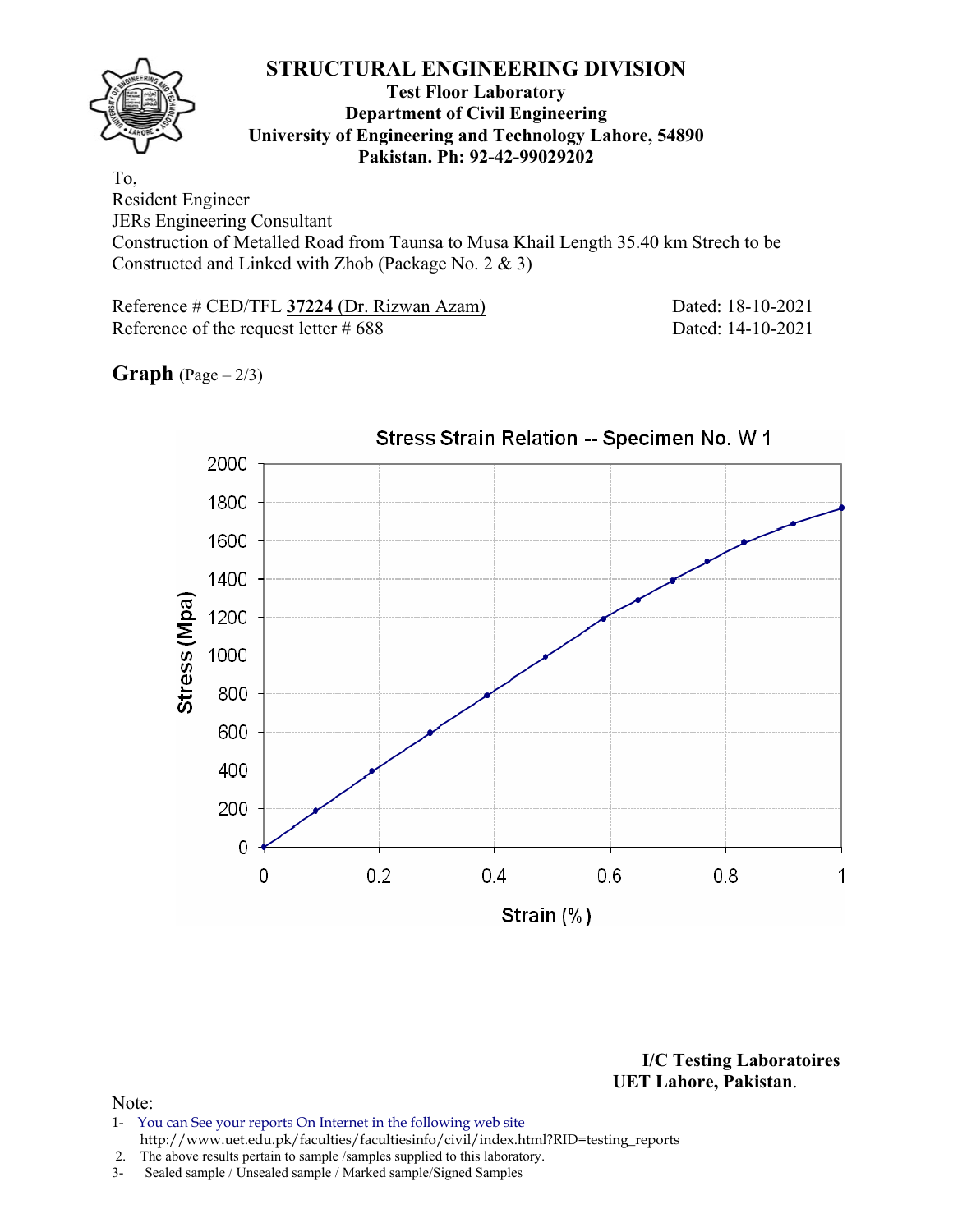# STRUCTURAL ENGINEERING DIVISION

**Test Floor Laboratory**
**Department of Civil Engineering**
**University of Engineering and Technology Lahore, 54890**
**Pakistan. Ph: 92-42-99029202**

To,
Resident Engineer
JERs Engineering Consultant
Construction of Metalled Road from Taunsa to Musa Khail Length 35.40 km Strech to be Constructed and Linked with Zhob (Package No. 2 & 3)

Reference # CED/TFL **37224** (Dr. Rizwan Azam) Dated: 18-10-2021
Reference of the request letter # 688 Dated: 14-10-2021

**Graph** (Page – 2/3)

Stress Strain Relation -- Specimen No. W 1

Stress (Mpa) vs. Strain (%)

**I/C Testing Laboratoires**
**UET Lahore, Pakistan.**

Note:
1- You can See your reports On Internet in the following web site http://www.uet.edu.pk/faculties/facultiesinfo/civil/index.html?RID=testing_reports
2. The above results pertain to sample /samples supplied to this laboratory.
3- Sealed sample / Unsealed sample / Marked sample/Signed Samples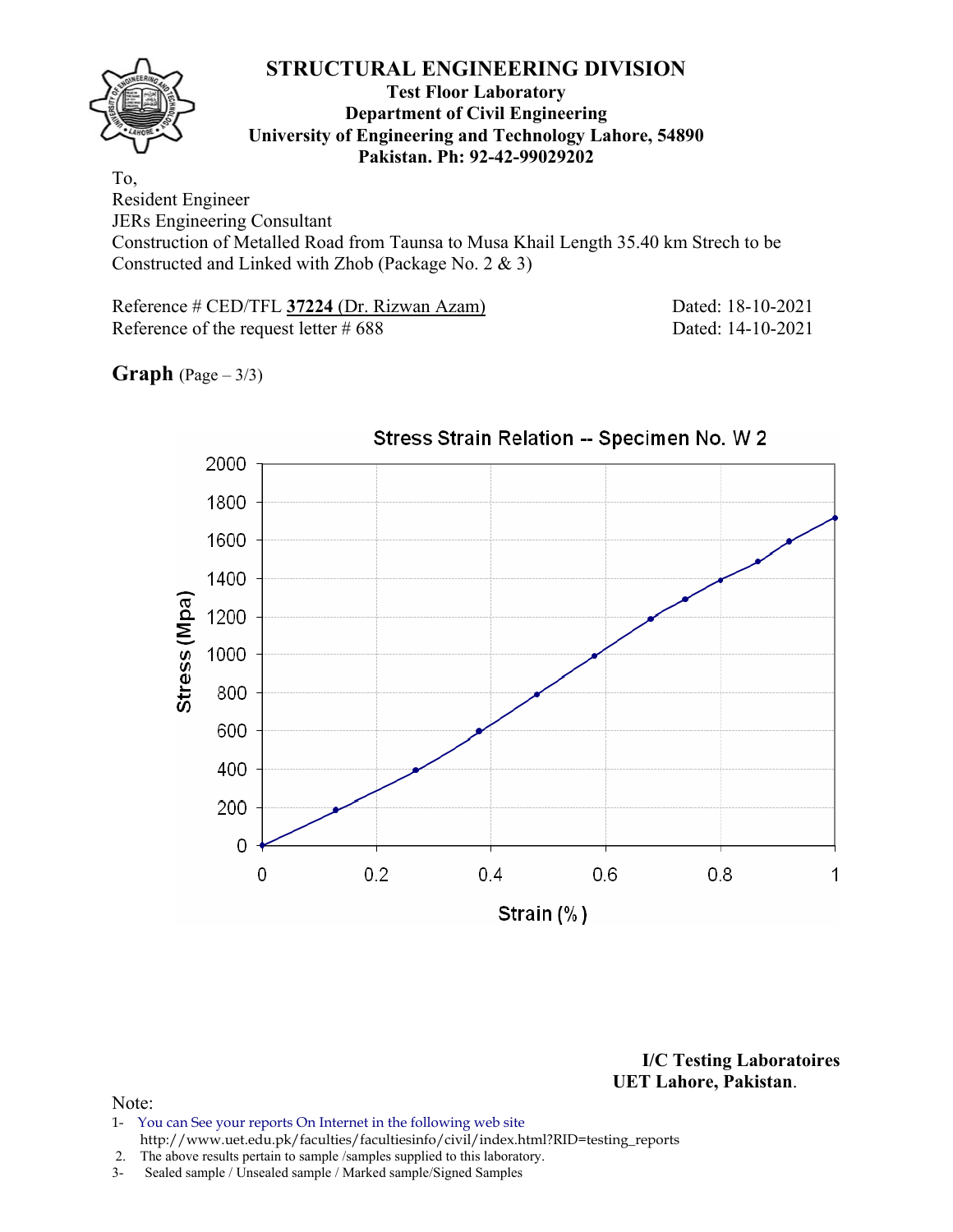# STRUCTURAL ENGINEERING DIVISION

**Test Floor Laboratory**
**Department of Civil Engineering**
**University of Engineering and Technology Lahore, 54890**
**Pakistan. Ph: 92-42-99029202**

To,
Resident Engineer
JERs Engineering Consultant
Construction of Metalled Road from Taunsa to Musa Khail Length 35.40 km Strech to be Constructed and Linked with Zhob (Package No. 2 & 3)

Reference # CED/TFL **37224** (Dr. Rizwan Azam) Dated: 18-10-2021
Reference of the request letter # 688 Dated: 14-10-2021

**Graph** (Page – 3/3)

Stress Strain Relation -- Specimen No. W 2

Stress (Mpa)

0
200
400
600
800
1000
1200
1400
1600
1800
2000

Strain (%)

0
0.2
0.4
0.6
0.8
1

**I/C Testing Laboratoires**
**UET Lahore, Pakistan**.

Note:

1- You can See your reports On Internet in the following web site
http://www.uet.edu.pk/faculties/facultiesinfo/civil/index.html?RID=testing_reports
2. The above results pertain to sample /samples supplied to this laboratory.
3- Sealed sample / Unsealed sample / Marked sample/Signed Samples